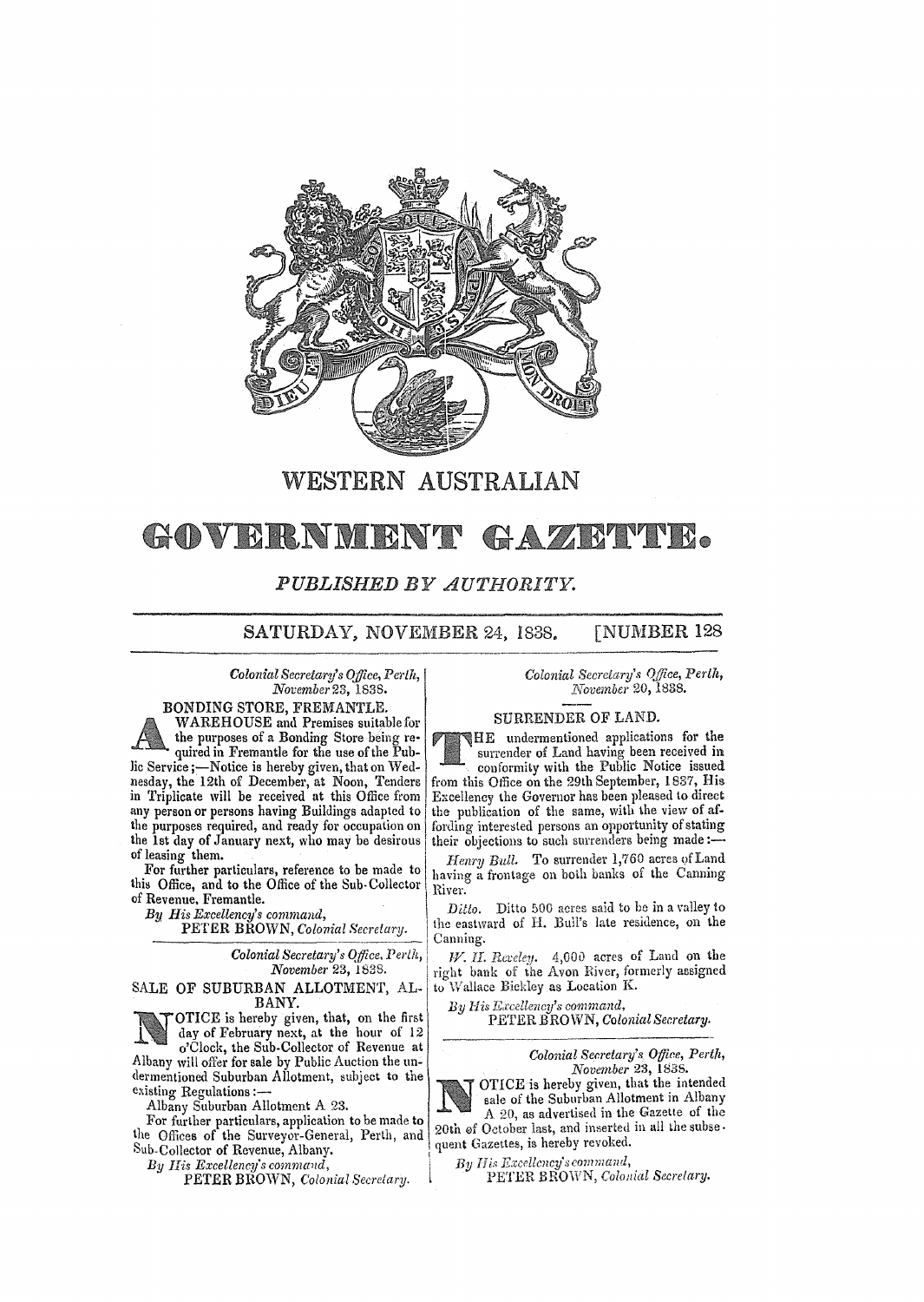# WESTERN AUSTRALIAN

# GOVERNMENT GAZETTE.

*PUBLISHED BY AUTHORITY.*

SATURDAY, NOVEMBER 24, 1838. [NUMBER 128

---

*Colonial Secretary's Office, Perth, November 23, 1838.*

## BONDING STORE, FREMANTLE.

A WAREHOUSE and Premises suitable for the purposes of a Bonding Store being required in Fremantle for the use of the Public Service;—Notice is hereby given, that on Wednesday, the 12th of December, at Noon, Tenders in Triplicate will be received at this Office from any person or persons having Buildings adapted to the purposes required, and ready for occupation on the 1st day of January next, who may be desirous of leasing them.

For further particulars, reference to be made to this Office, and to the Office of the Sub-Collector of Revenue, Fremantle.

*By His Excellency's command,*
PETER BROWN, *Colonial Secretary.*

---

*Colonial Secretary's Office, Perth, November 23, 1838.*

## SALE OF SUBURBAN ALLOTMENT, ALBANY.

NOTICE is hereby given, that, on the first day of February next, at the hour of 12 o'Clock, the Sub-Collector of Revenue at Albany will offer for sale by Public Auction the undermentioned Suburban Allotment, subject to the existing Regulations:—

Albany Suburban Allotment A 23.

For further particulars, application to be made to the Offices of the Surveyor-General, Perth, and Sub-Collector of Revenue, Albany.

*By His Excellency's command,*
PETER BROWN, *Colonial Secretary.*

---

*Colonial Secretary's Office, Perth, November 20, 1838.*

## SURRENDER OF LAND.

THE undermentioned applications for the surrender of Land having been received in conformity with the Public Notice issued from this Office on the 29th September, 1837, His Excellency the Governor has been pleased to direct the publication of the same, with the view of affording interested persons an opportunity of stating their objections to such surrenders being made:—

*Henry Bull.* To surrender 1,760 acres of Land having a frontage on both banks of the Canning River.

*Ditto.* Ditto 500 acres said to be in a valley to the eastward of H. Bull's late residence, on the Canning.

*W. H. Reveley.* 4,000 acres of Land on the right bank of the Avon River, formerly assigned to Wallace Bickley as Location K.

*By His Excellency's command,*
PETER BROWN, *Colonial Secretary.*

---

*Colonial Secretary's Office, Perth, November 23, 1838.*

NOTICE is hereby given, that the intended sale of the Suburban Allotment in Albany A 20, as advertised in the Gazette of the 20th of October last, and inserted in all the subsequent Gazettes, is hereby revoked.

*By His Excellency's command,*
PETER BROWN, *Colonial Secretary.*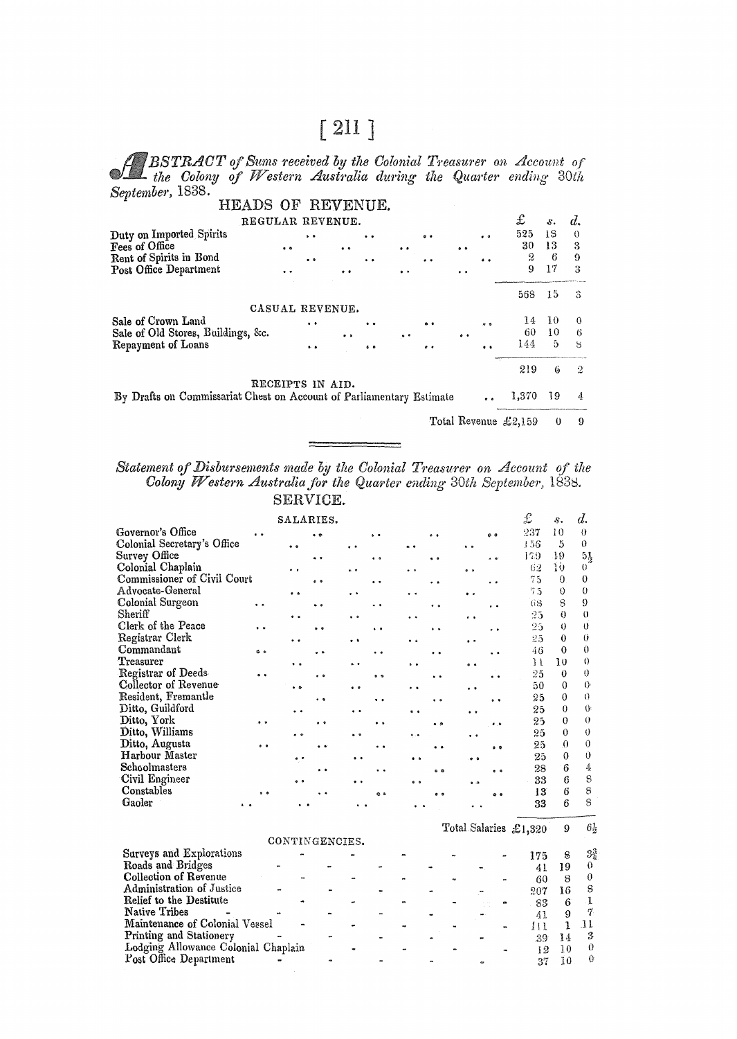ABSTRACT *of Sums received by the Colonial Treasurer on Account of the Colony of Western Australia during the Quarter ending* 30*th September*, 1838.

## HEADS OF REVENUE.

| | £ | s. | d. |
|---|---|---|---|
| REGULAR REVENUE. | | | |
| Duty on Imported Spirits | 525 | 18 | 0 |
| Fees of Office | 30 | 13 | 3 |
| Rent of Spirits in Bond | 2 | 6 | 9 |
| Post Office Department | 9 | 17 | 3 |
| | 568 | 15 | 3 |
| CASUAL REVENUE. | | | |
| Sale of Crown Land | 14 | 10 | 0 |
| Sale of Old Stores, Buildings, &c. | 60 | 10 | 6 |
| Repayment of Loans | 144 | 5 | 8 |
| | 219 | 6 | 2 |
| RECEIPTS IN AID. | | | |
| By Drafts on Commissariat Chest on Account of Parliamentary Estimate | 1,370 | 19 | 4 |
| Total Revenue | £2,159 | 0 | 9 |

*Statement of Disbursements made by the Colonial Treasurer on Account of the Colony Western Australia for the Quarter ending* 30*th September*, 1838.

## SERVICE.

| | £ | s. | d. |
|---|---|---|---|
| SALARIES. | | | |
| Governor's Office | 237 | 10 | 0 |
| Colonial Secretary's Office | 156 | 5 | 0 |
| Survey Office | 179 | 19 | 5½ |
| Colonial Chaplain | 62 | 10 | 0 |
| Commissioner of Civil Court | 75 | 0 | 0 |
| Advocate-General | 75 | 0 | 0 |
| Colonial Surgeon | 68 | 8 | 9 |
| Sheriff | 25 | 0 | 0 |
| Clerk of the Peace | 25 | 0 | 0 |
| Registrar Clerk | 25 | 0 | 0 |
| Commandant | 46 | 0 | 0 |
| Treasurer | 11 | 10 | 0 |
| Registrar of Deeds | 25 | 0 | 0 |
| Collector of Revenue | 50 | 0 | 0 |
| Resident, Fremantle | 25 | 0 | 0 |
| Ditto, Guildford | 25 | 0 | 0 |
| Ditto, York | 25 | 0 | 0 |
| Ditto, Williams | 25 | 0 | 0 |
| Ditto, Augusta | 25 | 0 | 0 |
| Harbour Master | 25 | 0 | 0 |
| Schoolmasters | 28 | 6 | 4 |
| Civil Engineer | 33 | 6 | 8 |
| Constables | 13 | 6 | 8 |
| Gaoler | 33 | 6 | 8 |
| Total Salaries | £1,320 | 9 | 6½ |
| CONTINGENCIES. | | | |
| Surveys and Explorations | 175 | 8 | 3¾ |
| Roads and Bridges | 41 | 19 | 0 |
| Collection of Revenue | 60 | 8 | 0 |
| Administration of Justice | 207 | 16 | 8 |
| Relief to the Destitute | 83 | 6 | 1 |
| Native Tribes | 41 | 9 | 7 |
| Maintenance of Colonial Vessel | 111 | 1 | 11 |
| Printing and Stationery | 39 | 14 | 3 |
| Lodging Allowance Colonial Chaplain | 12 | 10 | 0 |
| Post Office Department | 37 | 10 | 0 |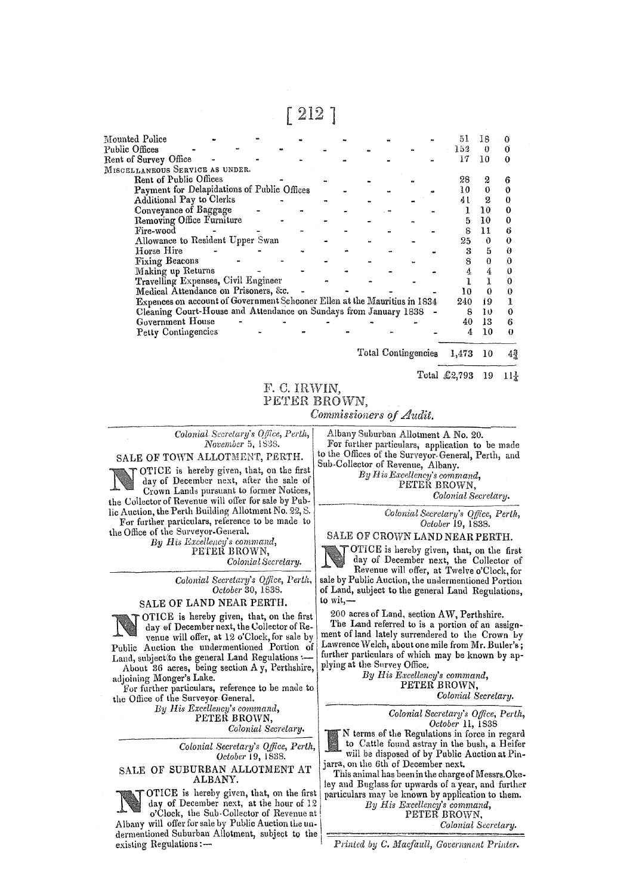| | | | |
|---|---|---|---|
| Mounted Police | 51 | 18 | 0 |
| Public Offices | 152 | 0 | 0 |
| Rent of Survey Office | 17 | 10 | 0 |
| MISCELLANEOUS SERVICE AS UNDER. | | | |
| Rent of Public Offices | 28 | 2 | 6 |
| Payment for Delapidations of Public Offices | 10 | 0 | 0 |
| Additional Pay to Clerks | 41 | 2 | 0 |
| Conveyance of Baggage | 1 | 10 | 0 |
| Removing Office Furniture | 5 | 10 | 0 |
| Fire-wood | 8 | 11 | 6 |
| Allowance to Resident Upper Swan | 25 | 0 | 0 |
| Horse Hire | 3 | 5 | 0 |
| Fixing Beacons | 8 | 0 | 0 |
| Making up Returns | 4 | 4 | 0 |
| Travelling Expenses, Civil Engineer | 1 | 1 | 0 |
| Medical Attendance on Prisoners, &c. | 10 | 0 | 0 |
| Expences on account of Government Schooner Ellen at the Mauritius in 1834 | 240 | 19 | 1 |
| Cleaning Court-House and Attendance on Sundays from January 1838 | 8 | 10 | 0 |
| Government House | 40 | 13 | 6 |
| Petty Contingencies | 4 | 10 | 0 |
| Total Contingencies | 1,473 | 10 | 4¾ |
| Total | £2,793 | 19 | 11¼ |

F. C. IRWIN,
PETER BROWN,
*Commissioners of Audit.*

---

*Colonial Secretary's Office, Perth,*
*November* 5, 1838.

## SALE OF TOWN ALLOTMENT, PERTH.

NOTICE is hereby given, that, on the first day of December next, after the sale of Crown Lands pursuant to former Notices, the Collector of Revenue will offer for sale by Public Auction, the Perth Building Allotment No. 22, S.

For further particulars, reference to be made to the Office of the Surveyor-General.

*By His Excellency's command,*
PETER BROWN,
*Colonial Secretary.*

---

*Colonial Secretary's Office, Perth,*
*October* 30, 1838.

## SALE OF LAND NEAR PERTH.

NOTICE is hereby given, that, on the first day of December next, the Collector of Revenue will offer, at 12 o'Clock, for sale by Public Auction the undermentioned Portion of Land, subject to the general Land Regulations :—

About 36 acres, being section A y, Perthshire, adjoining Monger's Lake.

For further particulars, reference to be made to the Office of the Surveyor General.

*By His Excellency's command,*
PETER BROWN,
*Colonial Secretary.*

---

*Colonial Secretary's Office, Perth,*
*October* 19, 1838.

## SALE OF SUBURBAN ALLOTMENT AT ALBANY.

NOTICE is hereby given, that, on the first day of December next, at the hour of 12 o'Clock, the Sub-Collector of Revenue at Albany will offer for sale by Public Auction the undermentioned Suburban Allotment, subject to the existing Regulations :—

Albany Suburban Allotment A No. 20.

For further particulars, application to be made to the Offices of the Surveyor-General, Perth, and Sub-Collector of Revenue, Albany.

*By His Excellency's command,*
PETER BROWN,
*Colonial Secretary.*

---

*Colonial Secretary's Office, Perth,*
*October* 19, 1838.

## SALE OF CROWN LAND NEAR PERTH.

NOTICE is hereby given, that, on the first day of December next, the Collector of Revenue will offer, at Twelve o'Clock, for sale by Public Auction, the undermentioned Portion of Land, subject to the general Land Regulations, to wit,—

200 acres of Land, section AW, Perthshire.

The Land referred to is a portion of an assignment of land lately surrendered to the Crown by Lawrence Welch, about one mile from Mr. Butler's; further particulars of which may be known by applying at the Survey Office.

*By His Excellency's command,*
PETER BROWN,
*Colonial Secretary.*

---

*Colonial Secretary's Office, Perth,*
*October* 11, 1838

IN terms of the Regulations in force in regard to Cattle found astray in the bush, a Heifer will be disposed of by Public Auction at Pinjarra, on the 6th of December next.

This animal has been in the charge of Messrs. Okeley and Buglass for upwards of a year, and further particulars may be known by application to them.

*By His Excellency's command,*
PETER BROWN,
*Colonial Secretary.*

---

*Printed by C. Macfaull, Government Printer.*